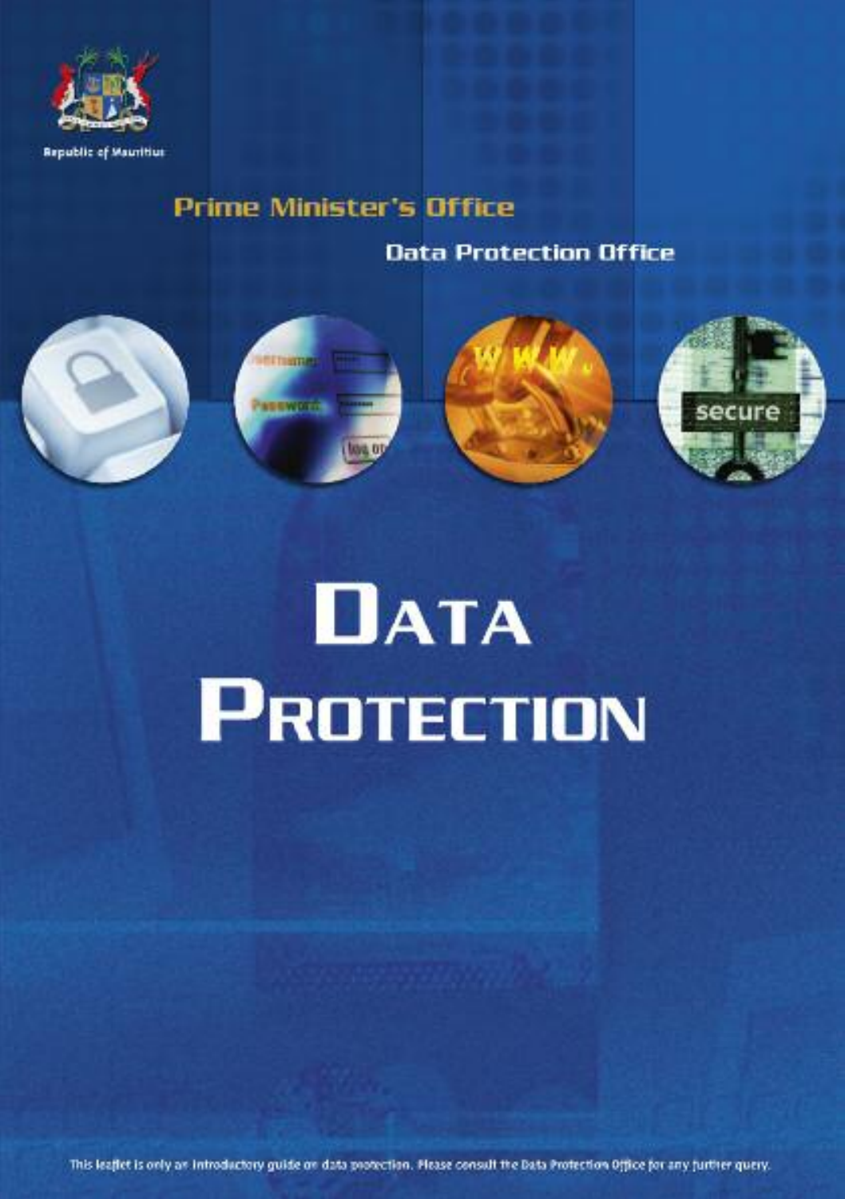Republic of Mauritius

Prime Minister's Office

Data Protection Office

# Data Protection

This leaflet is only an introductory guide on data protection. Please consult the Data Protection Office for any further query.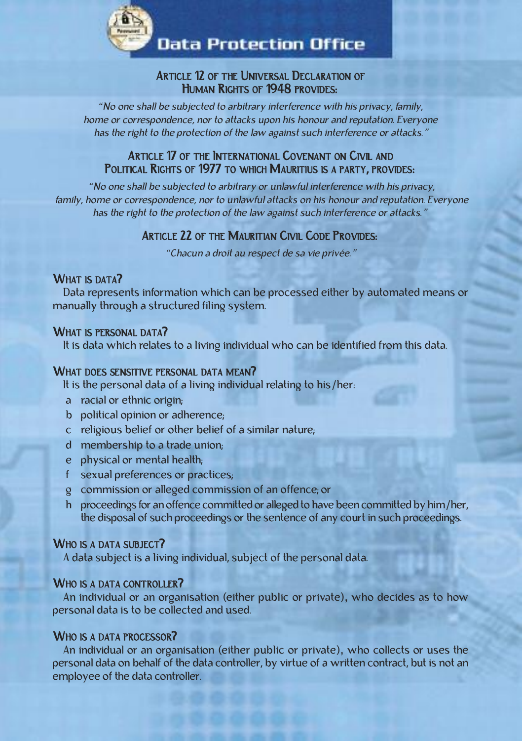# Data Protection Office

## Article 12 of the Universal Declaration of Human Rights of 1948 provides:

*"No one shall be subjected to arbitrary interference with his privacy, family, home or correspondence, nor to attacks upon his honour and reputation. Everyone has the right to the protection of the law against such interference or attacks."*

## Article 17 of the International Covenant on Civil and Political Rights of 1977 to which Mauritius is a party, provides:

*"No one shall be subjected to arbitrary or unlawful interference with his privacy, family, home or correspondence, nor to unlawful attacks on his honour and reputation. Everyone has the right to the protection of the law against such interference or attacks."*

## Article 22 of the Mauritian Civil Code Provides:

*"Chacun a droit au respect de sa vie privée."*

### What is data?

Data represents information which can be processed either by automated means or manually through a structured filing system.

### What is personal data?

It is data which relates to a living individual who can be identified from this data.

### What does sensitive personal data mean?

It is the personal data of a living individual relating to his/her:

a racial or ethnic origin;
b political opinion or adherence;
c religious belief or other belief of a similar nature;
d membership to a trade union;
e physical or mental health;
f sexual preferences or practices;
g commission or alleged commission of an offence; or
h proceedings for an offence committed or alleged to have been committed by him/her, the disposal of such proceedings or the sentence of any court in such proceedings.

### Who is a data subject?

A data subject is a living individual, subject of the personal data.

### Who is a data controller?

An individual or an organisation (either public or private), who decides as to how personal data is to be collected and used.

### Who is a data processor?

An individual or an organisation (either public or private), who collects or uses the personal data on behalf of the data controller, by virtue of a written contract, but is not an employee of the data controller.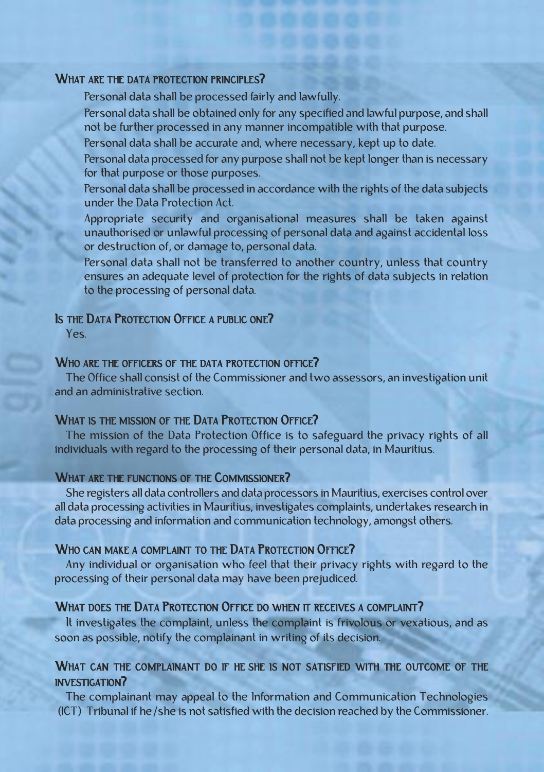## What are the data protection principles?

- Personal data shall be processed fairly and lawfully.
- Personal data shall be obtained only for any specified and lawful purpose, and shall not be further processed in any manner incompatible with that purpose.
- Personal data shall be accurate and, where necessary, kept up to date.
- Personal data processed for any purpose shall not be kept longer than is necessary for that purpose or those purposes.
- Personal data shall be processed in accordance with the rights of the data subjects under the Data Protection Act.
- Appropriate security and organisational measures shall be taken against unauthorised or unlawful processing of personal data and against accidental loss or destruction of, or damage to, personal data.
- Personal data shall not be transferred to another country, unless that country ensures an adequate level of protection for the rights of data subjects in relation to the processing of personal data.

## Is the Data Protection Office a public one?

Yes.

## Who are the officers of the data protection office?

The Office shall consist of the Commissioner and two assessors, an investigation unit and an administrative section.

## What is the mission of the Data Protection Office?

The mission of the Data Protection Office is to safeguard the privacy rights of all individuals with regard to the processing of their personal data, in Mauritius.

## What are the functions of the Commissioner?

She registers all data controllers and data processors in Mauritius, exercises control over all data processing activities in Mauritius, investigates complaints, undertakes research in data processing and information and communication technology, amongst others.

## Who can make a complaint to the Data Protection Office?

Any individual or organisation who feel that their privacy rights with regard to the processing of their personal data may have been prejudiced.

## What does the Data Protection Office do when it receives a complaint?

It investigates the complaint, unless the complaint is frivolous or vexatious, and as soon as possible, notify the complainant in writing of its decision.

## What can the complainant do if he she is not satisfied with the outcome of the investigation?

The complainant may appeal to the Information and Communication Technologies (ICT) Tribunal if he/she is not satisfied with the decision reached by the Commissioner.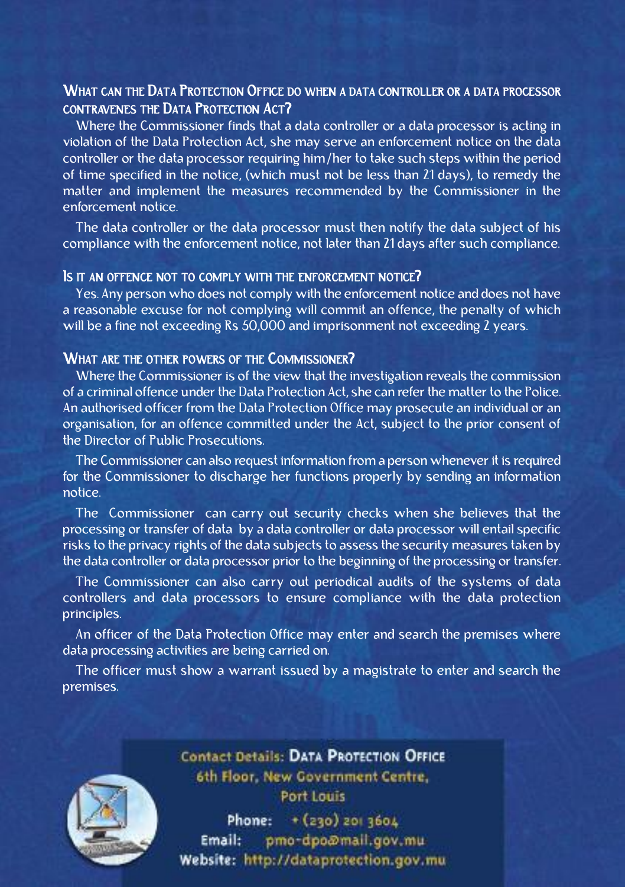## What can the Data Protection Office do when a data controller or a data processor contravenes the Data Protection Act?

Where the Commissioner finds that a data controller or a data processor is acting in violation of the Data Protection Act, she may serve an enforcement notice on the data controller or the data processor requiring him/her to take such steps within the period of time specified in the notice, (which must not be less than 21 days), to remedy the matter and implement the measures recommended by the Commissioner in the enforcement notice.

The data controller or the data processor must then notify the data subject of his compliance with the enforcement notice, not later than 21 days after such compliance.

## Is it an offence not to comply with the enforcement notice?

Yes. Any person who does not comply with the enforcement notice and does not have a reasonable excuse for not complying will commit an offence, the penalty of which will be a fine not exceeding Rs 50,000 and imprisonment not exceeding 2 years.

## What are the other powers of the Commissioner?

Where the Commissioner is of the view that the investigation reveals the commission of a criminal offence under the Data Protection Act, she can refer the matter to the Police. An authorised officer from the Data Protection Office may prosecute an individual or an organisation, for an offence committed under the Act, subject to the prior consent of the Director of Public Prosecutions.

The Commissioner can also request information from a person whenever it is required for the Commissioner to discharge her functions properly by sending an information notice.

The Commissioner can carry out security checks when she believes that the processing or transfer of data by a data controller or data processor will entail specific risks to the privacy rights of the data subjects to assess the security measures taken by the data controller or data processor prior to the beginning of the processing or transfer.

The Commissioner can also carry out periodical audits of the systems of data controllers and data processors to ensure compliance with the data protection principles.

An officer of the Data Protection Office may enter and search the premises where data processing activities are being carried on.

The officer must show a warrant issued by a magistrate to enter and search the premises.

**Contact Details: Data Protection Office**
6th Floor, New Government Centre,
Port Louis

Phone: + (230) 201 3604
Email: pmo-dpo@mail.gov.mu
Website: http://dataprotection.gov.mu